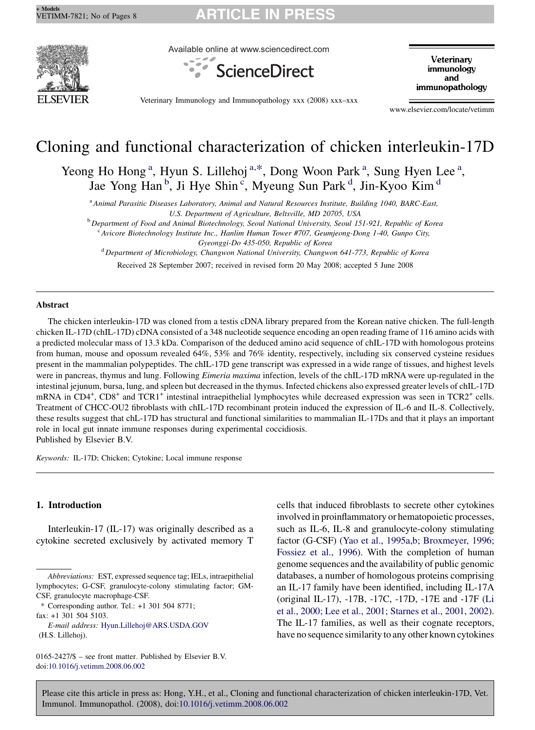# Cloning and functional characterization of chicken interleukin-17D

Yeong Ho Hong [a], Hyun S. Lillehoj [a,*], Dong Woon Park [a], Sung Hyen Lee [a], Jae Yong Han [b], Ji Hye Shin [c], Myeung Sun Park [d], Jin-Kyoo Kim [d]

[a] Animal Parasitic Diseases Laboratory, Animal and Natural Resources Institute, Building 1040, BARC-East, U.S. Department of Agriculture, Beltsville, MD 20705, USA

[b] Department of Food and Animal Biotechnology, Seoul National University, Seoul 151-921, Republic of Korea

[c] Avicore Biotechnology Institute Inc., Hanlim Human Tower #707, Geumjeong-Dong 1-40, Gunpo City, Gyeonggi-Do 435-050, Republic of Korea

[d] Department of Microbiology, Changwon National University, Changwon 641-773, Republic of Korea

Received 28 September 2007; received in revised form 20 May 2008; accepted 5 June 2008

## Abstract

The chicken interleukin-17D was cloned from a testis cDNA library prepared from the Korean native chicken. The full-length chicken IL-17D (chIL-17D) cDNA consisted of a 348 nucleotide sequence encoding an open reading frame of 116 amino acids with a predicted molecular mass of 13.3 kDa. Comparison of the deduced amino acid sequence of chIL-17D with homologous proteins from human, mouse and opossum revealed 64%, 53% and 76% identity, respectively, including six conserved cysteine residues present in the mammalian polypeptides. The chIL-17D gene transcript was expressed in a wide range of tissues, and highest levels were in pancreas, thymus and lung. Following *Eimeria maxima* infection, levels of the chIL-17D mRNA were up-regulated in the intestinal jejunum, bursa, lung, and spleen but decreased in the thymus. Infected chickens also expressed greater levels of chIL-17D mRNA in $CD4^+$, $CD8^+$ and $TCR1^+$ intestinal intraepithelial lymphocytes while decreased expression was seen in $TCR2^+$ cells. Treatment of CHCC-OU2 fibroblasts with chIL-17D recombinant protein induced the expression of IL-6 and IL-8. Collectively, these results suggest that chL-17D has structural and functional similarities to mammalian IL-17Ds and that it plays an important role in local gut innate immune responses during experimental coccidiosis.

Published by Elsevier B.V.

*Keywords:* IL-17D; Chicken; Cytokine; Local immune response

## 1. Introduction

Interleukin-17 (IL-17) was originally described as a cytokine secreted exclusively by activated memory T cells that induced fibroblasts to secrete other cytokines involved in proinflammatory or hematopoietic processes, such as IL-6, IL-8 and granulocyte-colony stimulating factor (G-CSF) (Yao et al., 1995a,b; Broxmeyer, 1996; Fossiez et al., 1996). With the completion of human genome sequences and the availability of public genomic databases, a number of homologous proteins comprising an IL-17 family have been identified, including IL-17A (original IL-17), -17B, -17C, -17D, -17E and -17F (Li et al., 2000; Lee et al., 2001; Starnes et al., 2001, 2002). The IL-17 families, as well as their cognate receptors, have no sequence similarity to any other known cytokines

*Abbreviations:* EST, expressed sequence tag; IELs, intraepithelial lymphocytes; G-CSF, granulocyte-colony stimulating factor; GM-CSF, granulocyte macrophage-CSF.

\* Corresponding author. Tel.: +1 301 504 8771; fax: +1 301 504 5103.

*E-mail address:* Hyun.Lillehoj@ARS.USDA.GOV (H.S. Lillehoj).

0165-2427/$ – see front matter. Published by Elsevier B.V.
doi:10.1016/j.vetimm.2008.06.002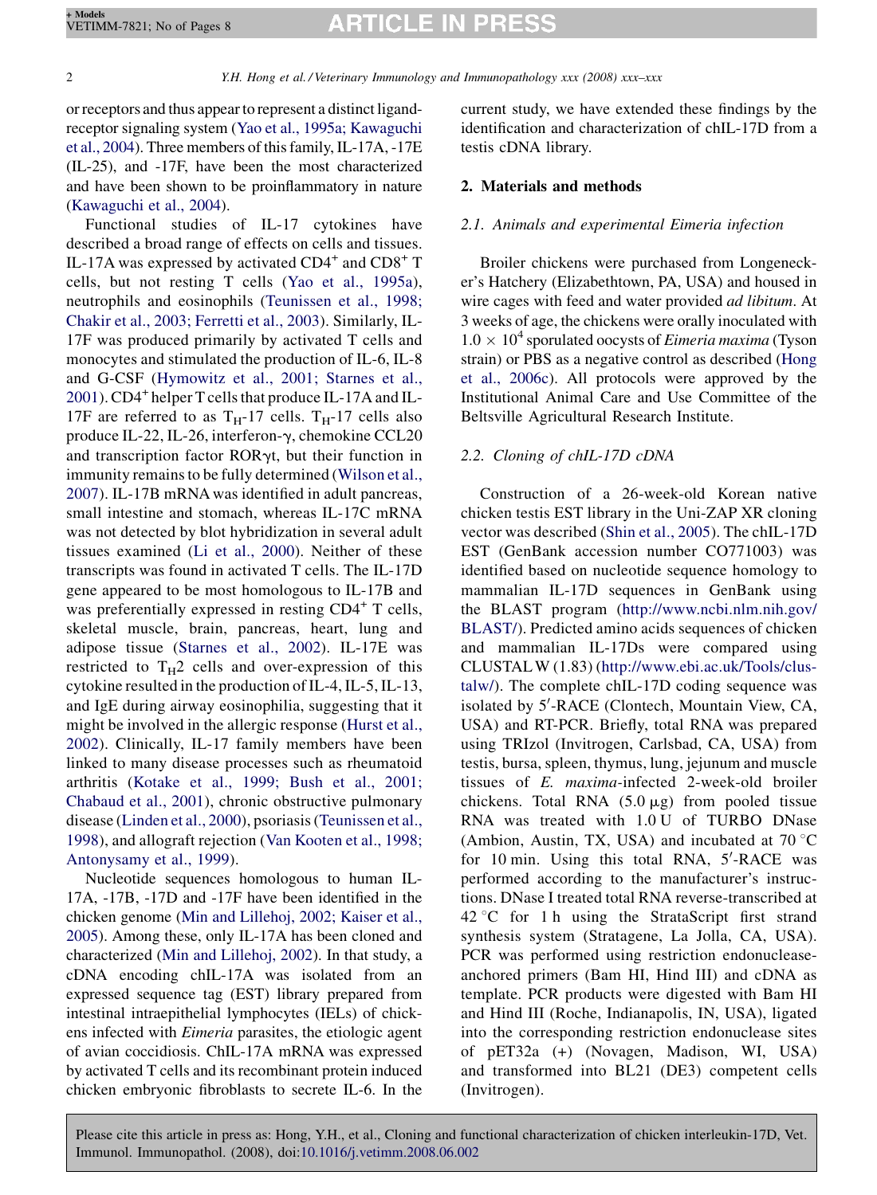or receptors and thus appear to represent a distinct ligand-receptor signaling system (Yao et al., 1995a; Kawaguchi et al., 2004). Three members of this family, IL-17A, -17E (IL-25), and -17F, have been the most characterized and have been shown to be proinflammatory in nature (Kawaguchi et al., 2004).

Functional studies of IL-17 cytokines have described a broad range of effects on cells and tissues. IL-17A was expressed by activated $CD4^+$ and $CD8^+$ T cells, but not resting T cells (Yao et al., 1995a), neutrophils and eosinophils (Teunissen et al., 1998; Chakir et al., 2003; Ferretti et al., 2003). Similarly, IL-17F was produced primarily by activated T cells and monocytes and stimulated the production of IL-6, IL-8 and G-CSF (Hymowitz et al., 2001; Starnes et al., 2001). $CD4^+$ helper T cells that produce IL-17A and IL-17F are referred to as $T_H$-17 cells. $T_H$-17 cells also produce IL-22, IL-26, interferon-γ, chemokine CCL20 and transcription factor RORγt, but their function in immunity remains to be fully determined (Wilson et al., 2007). IL-17B mRNA was identified in adult pancreas, small intestine and stomach, whereas IL-17C mRNA was not detected by blot hybridization in several adult tissues examined (Li et al., 2000). Neither of these transcripts was found in activated T cells. The IL-17D gene appeared to be most homologous to IL-17B and was preferentially expressed in resting $CD4^+$ T cells, skeletal muscle, brain, pancreas, heart, lung and adipose tissue (Starnes et al., 2002). IL-17E was restricted to $T_H2$ cells and over-expression of this cytokine resulted in the production of IL-4, IL-5, IL-13, and IgE during airway eosinophilia, suggesting that it might be involved in the allergic response (Hurst et al., 2002). Clinically, IL-17 family members have been linked to many disease processes such as rheumatoid arthritis (Kotake et al., 1999; Bush et al., 2001; Chabaud et al., 2001), chronic obstructive pulmonary disease (Linden et al., 2000), psoriasis (Teunissen et al., 1998), and allograft rejection (Van Kooten et al., 1998; Antonysamy et al., 1999).

Nucleotide sequences homologous to human IL-17A, -17B, -17D and -17F have been identified in the chicken genome (Min and Lillehoj, 2002; Kaiser et al., 2005). Among these, only IL-17A has been cloned and characterized (Min and Lillehoj, 2002). In that study, a cDNA encoding chIL-17A was isolated from an expressed sequence tag (EST) library prepared from intestinal intraepithelial lymphocytes (IELs) of chickens infected with *Eimeria* parasites, the etiologic agent of avian coccidiosis. ChIL-17A mRNA was expressed by activated T cells and its recombinant protein induced chicken embryonic fibroblasts to secrete IL-6. In the current study, we have extended these findings by the identification and characterization of chIL-17D from a testis cDNA library.

## 2. Materials and methods

### 2.1. Animals and experimental Eimeria infection

Broiler chickens were purchased from Longenecker's Hatchery (Elizabethtown, PA, USA) and housed in wire cages with feed and water provided *ad libitum*. At 3 weeks of age, the chickens were orally inoculated with $1.0 \times 10^4$ sporulated oocysts of *Eimeria maxima* (Tyson strain) or PBS as a negative control as described (Hong et al., 2006c). All protocols were approved by the Institutional Animal Care and Use Committee of the Beltsville Agricultural Research Institute.

### 2.2. Cloning of chIL-17D cDNA

Construction of a 26-week-old Korean native chicken testis EST library in the Uni-ZAP XR cloning vector was described (Shin et al., 2005). The chIL-17D EST (GenBank accession number CO771003) was identified based on nucleotide sequence homology to mammalian IL-17D sequences in GenBank using the BLAST program (http://www.ncbi.nlm.nih.gov/BLAST/). Predicted amino acids sequences of chicken and mammalian IL-17Ds were compared using CLUSTAL W (1.83) (http://www.ebi.ac.uk/Tools/clustalw/). The complete chIL-17D coding sequence was isolated by 5′-RACE (Clontech, Mountain View, CA, USA) and RT-PCR. Briefly, total RNA was prepared using TRIzol (Invitrogen, Carlsbad, CA, USA) from testis, bursa, spleen, thymus, lung, jejunum and muscle tissues of *E. maxima*-infected 2-week-old broiler chickens. Total RNA (5.0 μg) from pooled tissue RNA was treated with 1.0 U of TURBO DNase (Ambion, Austin, TX, USA) and incubated at 70 °C for 10 min. Using this total RNA, 5′-RACE was performed according to the manufacturer's instructions. DNase I treated total RNA reverse-transcribed at 42 °C for 1 h using the StrataScript first strand synthesis system (Stratagene, La Jolla, CA, USA). PCR was performed using restriction endonuclease-anchored primers (Bam HI, Hind III) and cDNA as template. PCR products were digested with Bam HI and Hind III (Roche, Indianapolis, IN, USA), ligated into the corresponding restriction endonuclease sites of pET32a (+) (Novagen, Madison, WI, USA) and transformed into BL21 (DE3) competent cells (Invitrogen).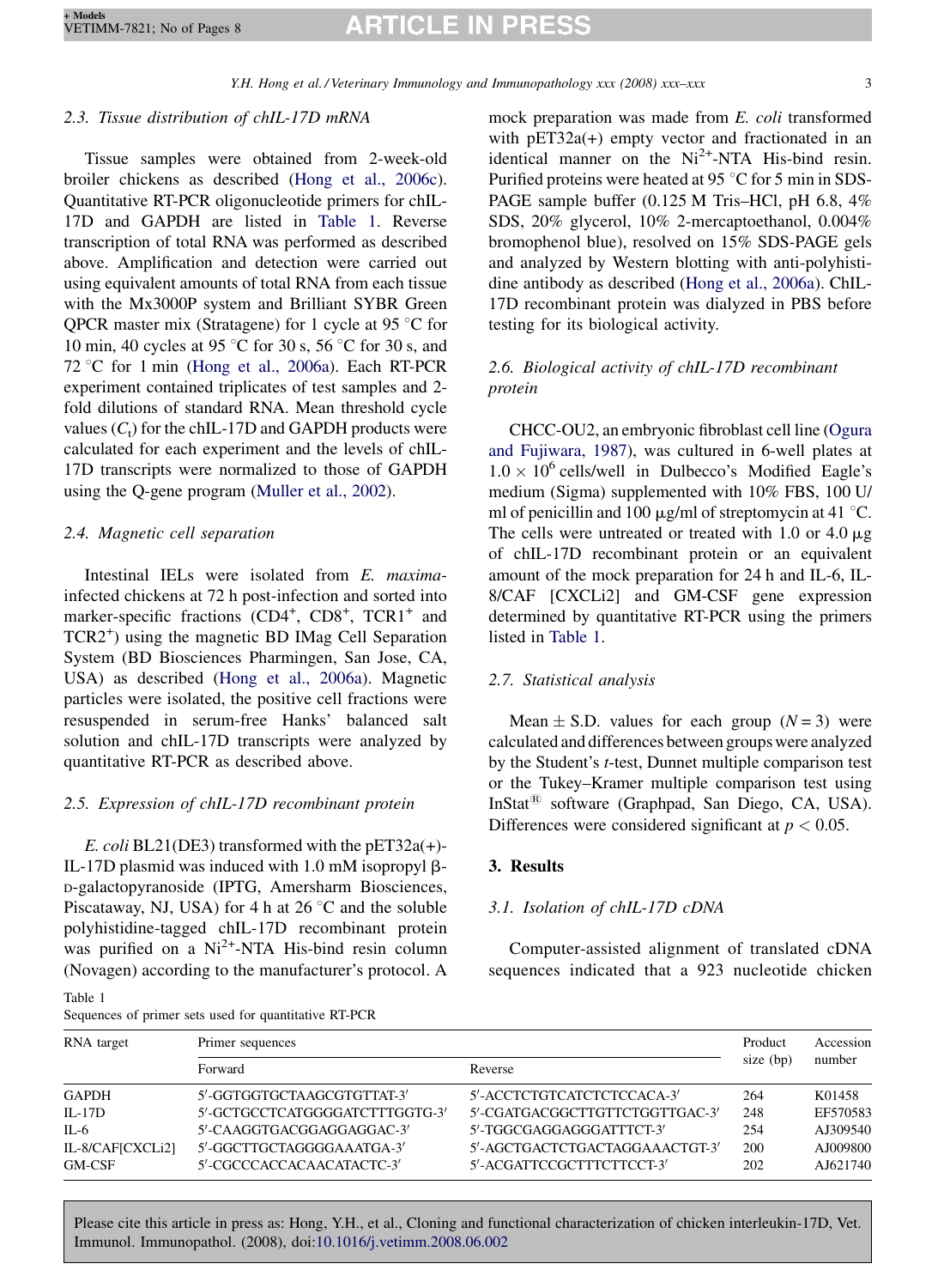### 2.3. Tissue distribution of chIL-17D mRNA

Tissue samples were obtained from 2-week-old broiler chickens as described (Hong et al., 2006c). Quantitative RT-PCR oligonucleotide primers for chIL-17D and GAPDH are listed in Table 1. Reverse transcription of total RNA was performed as described above. Amplification and detection were carried out using equivalent amounts of total RNA from each tissue with the Mx3000P system and Brilliant SYBR Green QPCR master mix (Stratagene) for 1 cycle at 95 °C for 10 min, 40 cycles at 95 °C for 30 s, 56 °C for 30 s, and 72 °C for 1 min (Hong et al., 2006a). Each RT-PCR experiment contained triplicates of test samples and 2-fold dilutions of standard RNA. Mean threshold cycle values ($C_t$) for the chIL-17D and GAPDH products were calculated for each experiment and the levels of chIL-17D transcripts were normalized to those of GAPDH using the Q-gene program (Muller et al., 2002).

### 2.4. Magnetic cell separation

Intestinal IELs were isolated from *E. maxima*-infected chickens at 72 h post-infection and sorted into marker-specific fractions ($CD4^+$, $CD8^+$, $TCR1^+$ and $TCR2^+$) using the magnetic BD IMag Cell Separation System (BD Biosciences Pharmingen, San Jose, CA, USA) as described (Hong et al., 2006a). Magnetic particles were isolated, the positive cell fractions were resuspended in serum-free Hanks' balanced salt solution and chIL-17D transcripts were analyzed by quantitative RT-PCR as described above.

### 2.5. Expression of chIL-17D recombinant protein

*E. coli* BL21(DE3) transformed with the pET32a(+)-IL-17D plasmid was induced with 1.0 mM isopropyl β-D-galactopyranoside (IPTG, Amersharm Biosciences, Piscataway, NJ, USA) for 4 h at 26 °C and the soluble polyhistidine-tagged chIL-17D recombinant protein was purified on a $Ni^{2+}$-NTA His-bind resin column (Novagen) according to the manufacturer's protocol. A mock preparation was made from *E. coli* transformed with pET32a(+) empty vector and fractionated in an identical manner on the $Ni^{2+}$-NTA His-bind resin. Purified proteins were heated at 95 °C for 5 min in SDS-PAGE sample buffer (0.125 M Tris–HCl, pH 6.8, 4% SDS, 20% glycerol, 10% 2-mercaptoethanol, 0.004% bromophenol blue), resolved on 15% SDS-PAGE gels and analyzed by Western blotting with anti-polyhistidine antibody as described (Hong et al., 2006a). ChIL-17D recombinant protein was dialyzed in PBS before testing for its biological activity.

### 2.6. Biological activity of chIL-17D recombinant protein

CHCC-OU2, an embryonic fibroblast cell line (Ogura and Fujiwara, 1987), was cultured in 6-well plates at $1.0 \times 10^6$ cells/well in Dulbecco's Modified Eagle's medium (Sigma) supplemented with 10% FBS, 100 U/ml of penicillin and 100 μg/ml of streptomycin at 41 °C. The cells were untreated or treated with 1.0 or 4.0 μg of chIL-17D recombinant protein or an equivalent amount of the mock preparation for 24 h and IL-6, IL-8/CAF [CXCLi2] and GM-CSF gene expression determined by quantitative RT-PCR using the primers listed in Table 1.

### 2.7. Statistical analysis

Mean ± S.D. values for each group ($N = 3$) were calculated and differences between groups were analyzed by the Student's *t*-test, Dunnet multiple comparison test or the Tukey–Kramer multiple comparison test using InStat® software (Graphpad, San Diego, CA, USA). Differences were considered significant at $p < 0.05$.

## 3. Results

### 3.1. Isolation of chIL-17D cDNA

Computer-assisted alignment of translated cDNA sequences indicated that a 923 nucleotide chicken

Table 1
Sequences of primer sets used for quantitative RT-PCR

| RNA target | Primer sequences | | Product size (bp) | Accession number |
|---|---|---|---|---|
| | Forward | Reverse | | |
| GAPDH | 5′-GGTGGTGCTAAGCGTGTTAT-3′ | 5′-ACCTCTGTCATCTCTCCACA-3′ | 264 | K01458 |
| IL-17D | 5′-GCTGCCTCATGGGGATCTTTGGTG-3′ | 5′-CGATGACGGCTTGTTCTGGTTGAC-3′ | 248 | EF570583 |
| IL-6 | 5′-CAAGGTGACGGAGGAGGAC-3′ | 5′-TGGCGAGGAGGGATTTCT-3′ | 254 | AJ309540 |
| IL-8/CAF[CXCLi2] | 5′-GGCTTGCTAGGGGAAATGA-3′ | 5′-AGCTGACTCTGACTAGGAAACTGT-3′ | 200 | AJ009800 |
| GM-CSF | 5′-CGCCCACCACAACATACTC-3′ | 5′-ACGATTCCGCTTTCTTCCT-3′ | 202 | AJ621740 |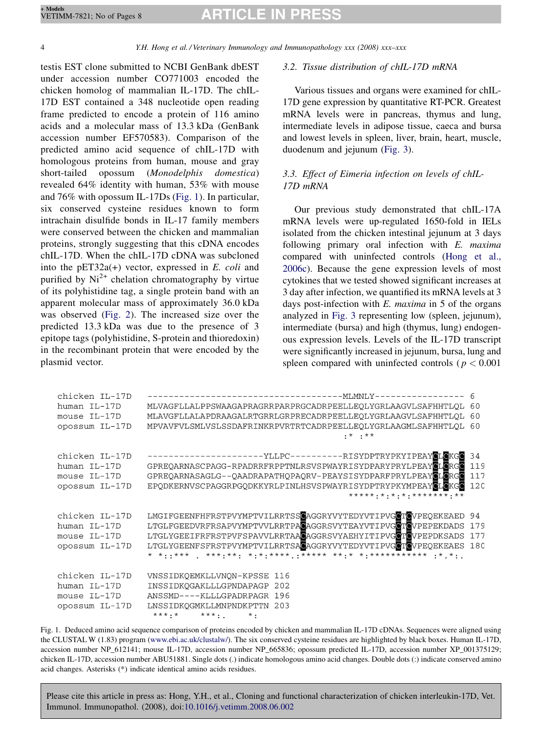testis EST clone submitted to NCBI GenBank dbEST under accession number CO771003 encoded the chicken homolog of mammalian IL-17D. The chIL-17D EST contained a 348 nucleotide open reading frame predicted to encode a protein of 116 amino acids and a molecular mass of 13.3 kDa (GenBank accession number EF570583). Comparison of the predicted amino acid sequence of chIL-17D with homologous proteins from human, mouse and gray short-tailed opossum (*Monodelphis domestica*) revealed 64% identity with human, 53% with mouse and 76% with opossum IL-17Ds (Fig. 1). In particular, six conserved cysteine residues known to form intrachain disulfide bonds in IL-17 family members were conserved between the chicken and mammalian proteins, strongly suggesting that this cDNA encodes chIL-17D. When the chIL-17D cDNA was subcloned into the pET32a(+) vector, expressed in *E. coli* and purified by $Ni^{2+}$ chelation chromatography by virtue of its polyhistidine tag, a single protein band with an apparent molecular mass of approximately 36.0 kDa was observed (Fig. 2). The increased size over the predicted 13.3 kDa was due to the presence of 3 epitope tags (polyhistidine, S-protein and thioredoxin) in the recombinant protein that were encoded by the plasmid vector.

### 3.2. Tissue distribution of chIL-17D mRNA

Various tissues and organs were examined for chIL-17D gene expression by quantitative RT-PCR. Greatest mRNA levels were in pancreas, thymus and lung, intermediate levels in adipose tissue, caeca and bursa and lowest levels in spleen, liver, brain, heart, muscle, duodenum and jejunum (Fig. 3).

### 3.3. Effect of Eimeria infection on levels of chIL-17D mRNA

Our previous study demonstrated that chIL-17A mRNA levels were up-regulated 1650-fold in IELs isolated from the chicken intestinal jejunum at 3 days following primary oral infection with *E. maxima* compared with uninfected controls (Hong et al., 2006c). Because the gene expression levels of most cytokines that we tested showed significant increases at 3 day after infection, we quantified its mRNA levels at 3 days post-infection with *E. maxima* in 5 of the organs analyzed in Fig. 3 representing low (spleen, jejunum), intermediate (bursa) and high (thymus, lung) endogenous expression levels. Levels of the IL-17D transcript were significantly increased in jejunum, bursa, lung and spleen compared with uninfected controls ( $p < 0.001$

```
chicken IL-17D   -------------------------------------MLMNLY----------------- 6
human IL-17D     MLVAGFLLALPPSWAAGAPRAGRRPARPRGCADRPEELLEQLYGRLAAGVLSAFHHTLQL 60
mouse IL-17D     MLAVGFLLALAPDRAAGALRTGRRLGRPRECADRPEELLEQLYGRLAAGVLSAFHHTLQL 60
opossum IL-17D   MPVAVFVLSMLVSLSSDAFRINKRPVRTRTCADRPEELLEQLYGRLAAGMLSAFHHTLQL 60
                                                      :* :**

chicken IL-17D   ----------------------YLLPC----------RISYDPTRYPKYIPEAYCLCKGC 34
human IL-17D     GPREQARNASCPAGG-RPADRRFRPPTNLRSVSPWAYRISYDPARYPRYLPEAYCLCRGC 119
mouse IL-17D     GPREQARNASAGLG--QAADRAPATHQPAQRV-PEAYSISYDPARFPRYLPEAYCLCRGC 117
opossum IL-17D   EPQDKERNVSCPAGGRPGQDKKYRLPINLHSVSPWAYRISYDPTRYPKYMPEAYCLCKGC 120
                                                    *****:*:*:*:*******:**

chicken IL-17D   LMGIFGEENFHFRSTPVYMPTVILRRTSSCAGGRYVYTEDYVTIPVGCTCVPEQEKEAED 94
human IL-17D     LTGLFGEEDVRFRSAPVYMPTVVLRRTPACAGGRSVYTEAYVTIPVGCTCVPEPEKDADS 179
mouse IL-17D     LTGLYGEEIFRFRSTPVFSPAVVLRRTAACAGGRSVYAEHYITIPVGCTCVPEPDKSADS 177
opossum IL-17D   LTGLYGEENFSFRSTPVYMPTVILRRTSACAGGRYVYTEDYVTIPVGCTCVPEQEKEAES 180
                 * *::*** . ***:**: *:*:****.:***** **:* *:*********** :*.*:.

chicken IL-17D   VNSSIDKQEMKLLVNQN-KPSSE 116
human IL-17D     INSSIDKQGAKLLLGPNDAPAGP 202
mouse IL-17D     ANSSMD----KLLLGPADRPAGR 196
opossum IL-17D   LNSSIDKQGMKLLMNPNDKPTTN 203
                  ***:*    ***:.    *:
```

Fig. 1. Deduced amino acid sequence comparison of proteins encoded by chicken and mammalian IL-17D cDNAs. Sequences were aligned using the CLUSTAL W (1.83) program (www.ebi.ac.uk/clustalw/). The six conserved cysteine residues are highlighted by black boxes. Human IL-17D, accession number NP_612141; mouse IL-17D, accession number NP_665836; opossum predicted IL-17D, accession number XP_001375129; chicken IL-17D, accession number ABU51881. Single dots (.) indicate homologous amino acid changes. Double dots (:) indicate conserved amino acid changes. Asterisks (*) indicate identical amino acids residues.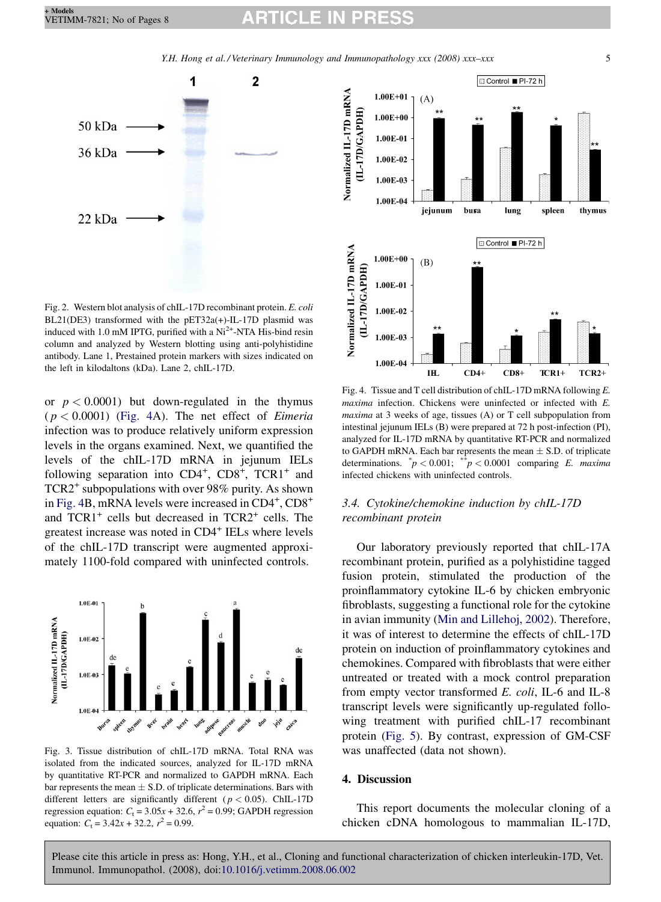Fig. 2. Western blot analysis of chIL-17D recombinant protein. *E. coli* BL21(DE3) transformed with the pET32a(+)-IL-17D plasmid was induced with 1.0 mM IPTG, purified with a $Ni^{2+}$-NTA His-bind resin column and analyzed by Western blotting using anti-polyhistidine antibody. Lane 1, Prestained protein markers with sizes indicated on the left in kilodaltons (kDa). Lane 2, chIL-17D.

or $p < 0.0001$) but down-regulated in the thymus ($p < 0.0001$) (Fig. 4A). The net effect of *Eimeria* infection was to produce relatively uniform expression levels in the organs examined. Next, we quantified the levels of the chIL-17D mRNA in jejunum IELs following separation into $CD4^+$, $CD8^+$, $TCR1^+$ and $TCR2^+$ subpopulations with over 98% purity. As shown in Fig. 4B, mRNA levels were increased in $CD4^+$, $CD8^+$ and $TCR1^+$ cells but decreased in $TCR2^+$ cells. The greatest increase was noted in $CD4^+$ IELs where levels of the chIL-17D transcript were augmented approximately 1100-fold compared with uninfected controls.

Fig. 3. Tissue distribution of chIL-17D mRNA. Total RNA was isolated from the indicated sources, analyzed for IL-17D mRNA by quantitative RT-PCR and normalized to GAPDH mRNA. Each bar represents the mean ± S.D. of triplicate determinations. Bars with different letters are significantly different ($p < 0.05$). ChIL-17D regression equation: $C_t = 3.05x + 32.6$, $r^2 = 0.99$; GAPDH regression equation: $C_t = 3.42x + 32.2$, $r^2 = 0.99$.

Fig. 4. Tissue and T cell distribution of chIL-17D mRNA following *E. maxima* infection. Chickens were uninfected or infected with *E. maxima* at 3 weeks of age, tissues (A) or T cell subpopulation from intestinal jejunum IELs (B) were prepared at 72 h post-infection (PI), analyzed for IL-17D mRNA by quantitative RT-PCR and normalized to GAPDH mRNA. Each bar represents the mean ± S.D. of triplicate determinations. \*$p < 0.001$; \*\*$p < 0.0001$ comparing *E. maxima* infected chickens with uninfected controls.

### 3.4. Cytokine/chemokine induction by chIL-17D recombinant protein

Our laboratory previously reported that chIL-17A recombinant protein, purified as a polyhistidine tagged fusion protein, stimulated the production of the proinflammatory cytokine IL-6 by chicken embryonic fibroblasts, suggesting a functional role for the cytokine in avian immunity (Min and Lillehoj, 2002). Therefore, it was of interest to determine the effects of chIL-17D protein on induction of proinflammatory cytokines and chemokines. Compared with fibroblasts that were either untreated or treated with a mock control preparation from empty vector transformed *E. coli*, IL-6 and IL-8 transcript levels were significantly up-regulated following treatment with purified chIL-17 recombinant protein (Fig. 5). By contrast, expression of GM-CSF was unaffected (data not shown).

## 4. Discussion

This report documents the molecular cloning of a chicken cDNA homologous to mammalian IL-17D,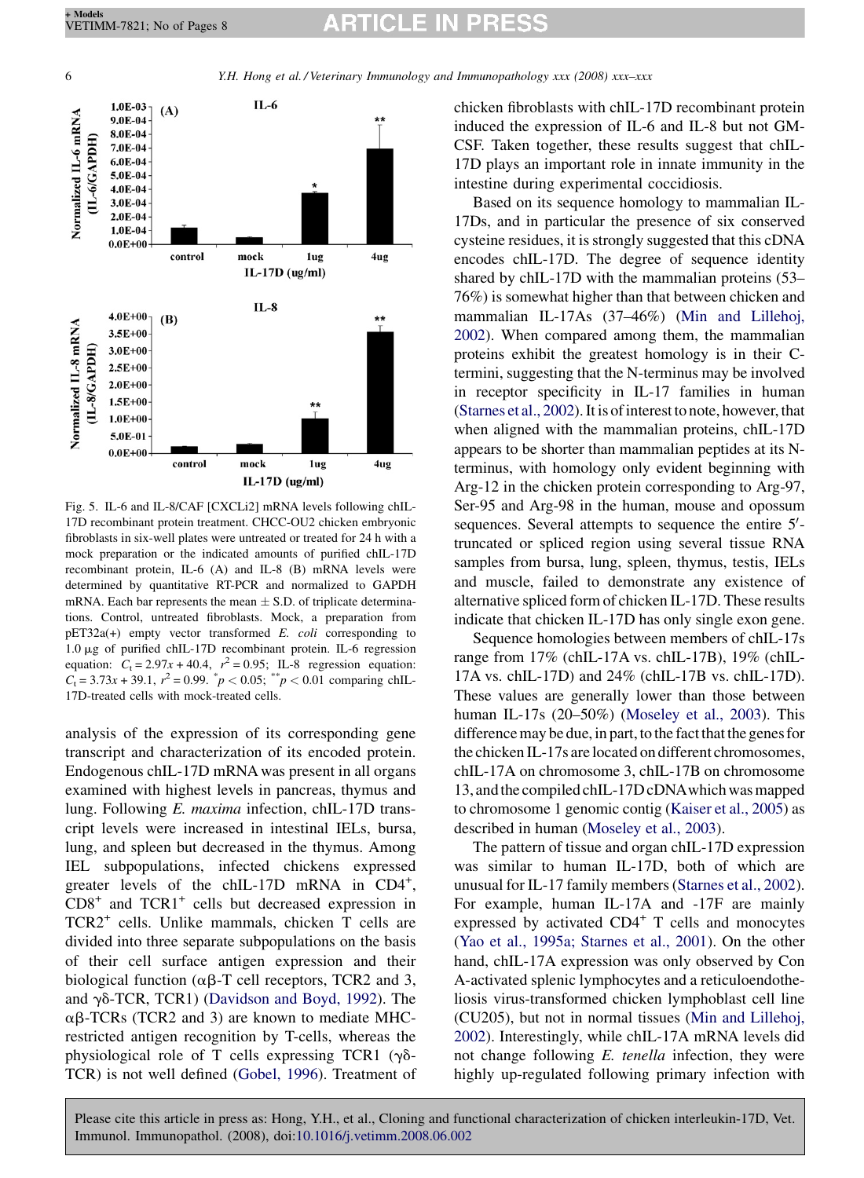Fig. 5. IL-6 and IL-8/CAF [CXCLi2] mRNA levels following chIL-17D recombinant protein treatment. CHCC-OU2 chicken embryonic fibroblasts in six-well plates were untreated or treated for 24 h with a mock preparation or the indicated amounts of purified chIL-17D recombinant protein, IL-6 (A) and IL-8 (B) mRNA levels were determined by quantitative RT-PCR and normalized to GAPDH mRNA. Each bar represents the mean ± S.D. of triplicate determinations. Control, untreated fibroblasts. Mock, a preparation from pET32a(+) empty vector transformed *E. coli* corresponding to 1.0 μg of purified chIL-17D recombinant protein. IL-6 regression equation: $C_t = 2.97x + 40.4$, $r^2 = 0.95$; IL-8 regression equation: $C_t = 3.73x + 39.1$, $r^2 = 0.99$. $^{*}p < 0.05$; $^{**}p < 0.01$ comparing chIL-17D-treated cells with mock-treated cells.

analysis of the expression of its corresponding gene transcript and characterization of its encoded protein. Endogenous chIL-17D mRNA was present in all organs examined with highest levels in pancreas, thymus and lung. Following *E. maxima* infection, chIL-17D transcript levels were increased in intestinal IELs, bursa, lung, and spleen but decreased in the thymus. Among IEL subpopulations, infected chickens expressed greater levels of the chIL-17D mRNA in CD4$^+$, CD8$^+$ and TCR1$^+$ cells but decreased expression in TCR2$^+$ cells. Unlike mammals, chicken T cells are divided into three separate subpopulations on the basis of their cell surface antigen expression and their biological function (αβ-T cell receptors, TCR2 and 3, and γδ-TCR, TCR1) (Davidson and Boyd, 1992). The αβ-TCRs (TCR2 and 3) are known to mediate MHC-restricted antigen recognition by T-cells, whereas the physiological role of T cells expressing TCR1 (γδ-TCR) is not well defined (Gobel, 1996). Treatment of chicken fibroblasts with chIL-17D recombinant protein induced the expression of IL-6 and IL-8 but not GM-CSF. Taken together, these results suggest that chIL-17D plays an important role in innate immunity in the intestine during experimental coccidiosis.

Based on its sequence homology to mammalian IL-17Ds, and in particular the presence of six conserved cysteine residues, it is strongly suggested that this cDNA encodes chIL-17D. The degree of sequence identity shared by chIL-17D with the mammalian proteins (53–76%) is somewhat higher than that between chicken and mammalian IL-17As (37–46%) (Min and Lillehoj, 2002). When compared among them, the mammalian proteins exhibit the greatest homology is in their C-termini, suggesting that the N-terminus may be involved in receptor specificity in IL-17 families in human (Starnes et al., 2002). It is of interest to note, however, that when aligned with the mammalian proteins, chIL-17D appears to be shorter than mammalian peptides at its N-terminus, with homology only evident beginning with Arg-12 in the chicken protein corresponding to Arg-97, Ser-95 and Arg-98 in the human, mouse and opossum sequences. Several attempts to sequence the entire 5′-truncated or spliced region using several tissue RNA samples from bursa, lung, spleen, thymus, testis, IELs and muscle, failed to demonstrate any existence of alternative spliced form of chicken IL-17D. These results indicate that chicken IL-17D has only single exon gene.

Sequence homologies between members of chIL-17s range from 17% (chIL-17A vs. chIL-17B), 19% (chIL-17A vs. chIL-17D) and 24% (chIL-17B vs. chIL-17D). These values are generally lower than those between human IL-17s (20–50%) (Moseley et al., 2003). This difference may be due, in part, to the fact that the genes for the chicken IL-17s are located on different chromosomes, chIL-17A on chromosome 3, chIL-17B on chromosome 13, and the compiled chIL-17D cDNA which was mapped to chromosome 1 genomic contig (Kaiser et al., 2005) as described in human (Moseley et al., 2003).

The pattern of tissue and organ chIL-17D expression was similar to human IL-17D, both of which are unusual for IL-17 family members (Starnes et al., 2002). For example, human IL-17A and -17F are mainly expressed by activated CD4$^+$ T cells and monocytes (Yao et al., 1995a; Starnes et al., 2001). On the other hand, chIL-17A expression was only observed by Con A-activated splenic lymphocytes and a reticuloendotheliosis virus-transformed chicken lymphoblast cell line (CU205), but not in normal tissues (Min and Lillehoj, 2002). Interestingly, while chIL-17A mRNA levels did not change following *E. tenella* infection, they were highly up-regulated following primary infection with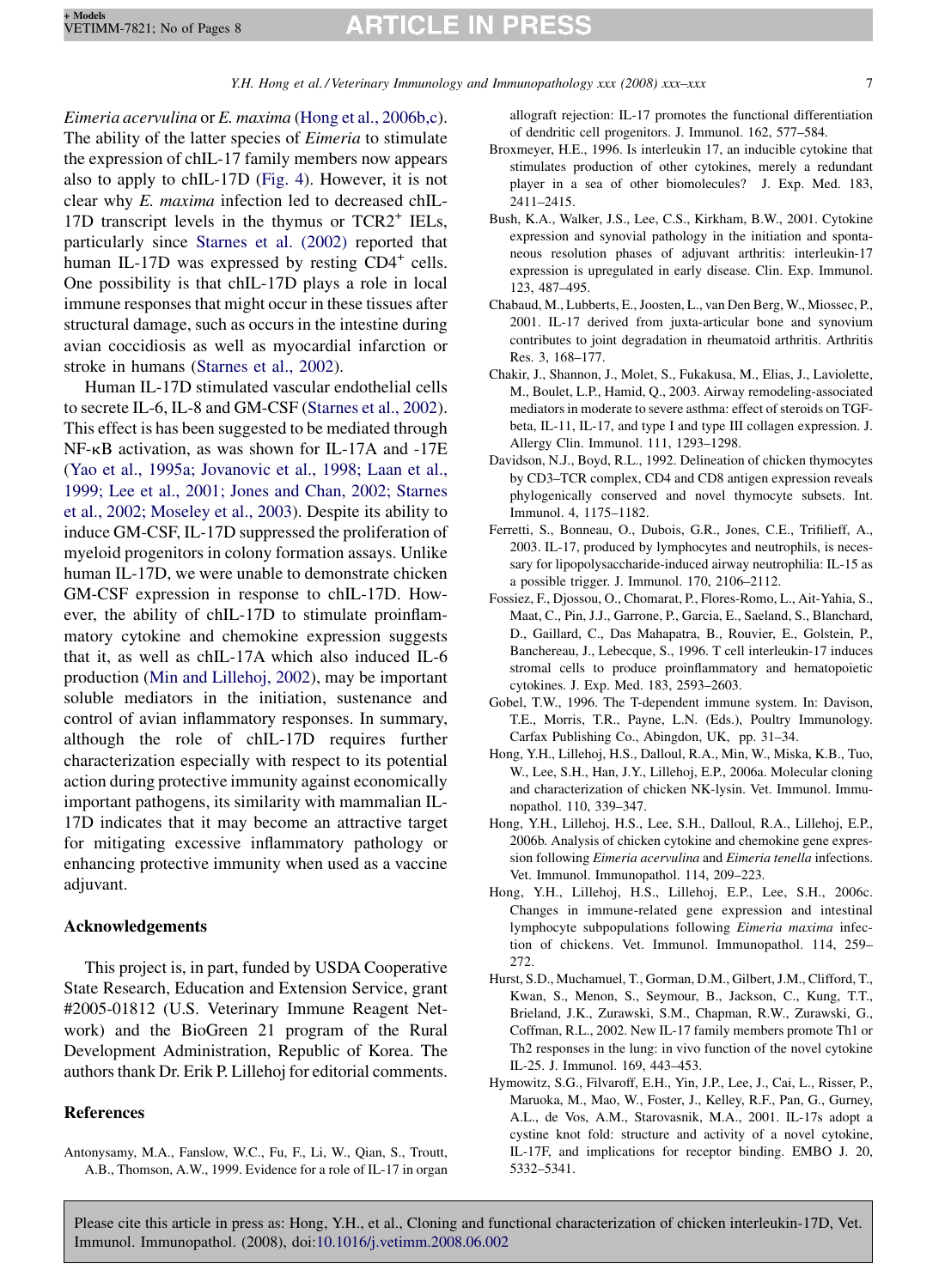*Eimeria acervulina* or *E. maxima* (Hong et al., 2006b,c). The ability of the latter species of *Eimeria* to stimulate the expression of chIL-17 family members now appears also to apply to chIL-17D (Fig. 4). However, it is not clear why *E. maxima* infection led to decreased chIL-17D transcript levels in the thymus or TCR2$^+$ IELs, particularly since Starnes et al. (2002) reported that human IL-17D was expressed by resting CD4$^+$ cells. One possibility is that chIL-17D plays a role in local immune responses that might occur in these tissues after structural damage, such as occurs in the intestine during avian coccidiosis as well as myocardial infarction or stroke in humans (Starnes et al., 2002).

Human IL-17D stimulated vascular endothelial cells to secrete IL-6, IL-8 and GM-CSF (Starnes et al., 2002). This effect is has been suggested to be mediated through NF-κB activation, as was shown for IL-17A and -17E (Yao et al., 1995a; Jovanovic et al., 1998; Laan et al., 1999; Lee et al., 2001; Jones and Chan, 2002; Starnes et al., 2002; Moseley et al., 2003). Despite its ability to induce GM-CSF, IL-17D suppressed the proliferation of myeloid progenitors in colony formation assays. Unlike human IL-17D, we were unable to demonstrate chicken GM-CSF expression in response to chIL-17D. However, the ability of chIL-17D to stimulate proinflammatory cytokine and chemokine expression suggests that it, as well as chIL-17A which also induced IL-6 production (Min and Lillehoj, 2002), may be important soluble mediators in the initiation, sustenance and control of avian inflammatory responses. In summary, although the role of chIL-17D requires further characterization especially with respect to its potential action during protective immunity against economically important pathogens, its similarity with mammalian IL-17D indicates that it may become an attractive target for mitigating excessive inflammatory pathology or enhancing protective immunity when used as a vaccine adjuvant.

## Acknowledgements

This project is, in part, funded by USDA Cooperative State Research, Education and Extension Service, grant #2005-01812 (U.S. Veterinary Immune Reagent Network) and the BioGreen 21 program of the Rural Development Administration, Republic of Korea. The authors thank Dr. Erik P. Lillehoj for editorial comments.

## References

Antonysamy, M.A., Fanslow, W.C., Fu, F., Li, W., Qian, S., Troutt, A.B., Thomson, A.W., 1999. Evidence for a role of IL-17 in organ allograft rejection: IL-17 promotes the functional differentiation of dendritic cell progenitors. J. Immunol. 162, 577–584.

Broxmeyer, H.E., 1996. Is interleukin 17, an inducible cytokine that stimulates production of other cytokines, merely a redundant player in a sea of other biomolecules? J. Exp. Med. 183, 2411–2415.

Bush, K.A., Walker, J.S., Lee, C.S., Kirkham, B.W., 2001. Cytokine expression and synovial pathology in the initiation and spontaneous resolution phases of adjuvant arthritis: interleukin-17 expression is upregulated in early disease. Clin. Exp. Immunol. 123, 487–495.

Chabaud, M., Lubberts, E., Joosten, L., van Den Berg, W., Miossec, P., 2001. IL-17 derived from juxta-articular bone and synovium contributes to joint degradation in rheumatoid arthritis. Arthritis Res. 3, 168–177.

Chakir, J., Shannon, J., Molet, S., Fukakusa, M., Elias, J., Laviolette, M., Boulet, L.P., Hamid, Q., 2003. Airway remodeling-associated mediators in moderate to severe asthma: effect of steroids on TGF-beta, IL-11, IL-17, and type I and type III collagen expression. J. Allergy Clin. Immunol. 111, 1293–1298.

Davidson, N.J., Boyd, R.L., 1992. Delineation of chicken thymocytes by CD3–TCR complex, CD4 and CD8 antigen expression reveals phylogenically conserved and novel thymocyte subsets. Int. Immunol. 4, 1175–1182.

Ferretti, S., Bonneau, O., Dubois, G.R., Jones, C.E., Trifilieff, A., 2003. IL-17, produced by lymphocytes and neutrophils, is necessary for lipopolysaccharide-induced airway neutrophilia: IL-15 as a possible trigger. J. Immunol. 170, 2106–2112.

Fossiez, F., Djossou, O., Chomarat, P., Flores-Romo, L., Ait-Yahia, S., Maat, C., Pin, J.J., Garrone, P., Garcia, E., Saeland, S., Blanchard, D., Gaillard, C., Das Mahapatra, B., Rouvier, E., Golstein, P., Banchereau, J., Lebecque, S., 1996. T cell interleukin-17 induces stromal cells to produce proinflammatory and hematopoietic cytokines. J. Exp. Med. 183, 2593–2603.

Gobel, T.W., 1996. The T-dependent immune system. In: Davison, T.E., Morris, T.R., Payne, L.N. (Eds.), Poultry Immunology. Carfax Publishing Co., Abingdon, UK, pp. 31–34.

Hong, Y.H., Lillehoj, H.S., Dalloul, R.A., Min, W., Miska, K.B., Tuo, W., Lee, S.H., Han, J.Y., Lillehoj, E.P., 2006a. Molecular cloning and characterization of chicken NK-lysin. Vet. Immunol. Immunopathol. 110, 339–347.

Hong, Y.H., Lillehoj, H.S., Lee, S.H., Dalloul, R.A., Lillehoj, E.P., 2006b. Analysis of chicken cytokine and chemokine gene expression following *Eimeria acervulina* and *Eimeria tenella* infections. Vet. Immunol. Immunopathol. 114, 209–223.

Hong, Y.H., Lillehoj, H.S., Lillehoj, E.P., Lee, S.H., 2006c. Changes in immune-related gene expression and intestinal lymphocyte subpopulations following *Eimeria maxima* infection of chickens. Vet. Immunol. Immunopathol. 114, 259–272.

Hurst, S.D., Muchamuel, T., Gorman, D.M., Gilbert, J.M., Clifford, T., Kwan, S., Menon, S., Seymour, B., Jackson, C., Kung, T.T., Brieland, J.K., Zurawski, S.M., Chapman, R.W., Zurawski, G., Coffman, R.L., 2002. New IL-17 family members promote Th1 or Th2 responses in the lung: in vivo function of the novel cytokine IL-25. J. Immunol. 169, 443–453.

Hymowitz, S.G., Filvaroff, E.H., Yin, J.P., Lee, J., Cai, L., Risser, P., Maruoka, M., Mao, W., Foster, J., Kelley, R.F., Pan, G., Gurney, A.L., de Vos, A.M., Starovasnik, M.A., 2001. IL-17s adopt a cystine knot fold: structure and activity of a novel cytokine, IL-17F, and implications for receptor binding. EMBO J. 20, 5332–5341.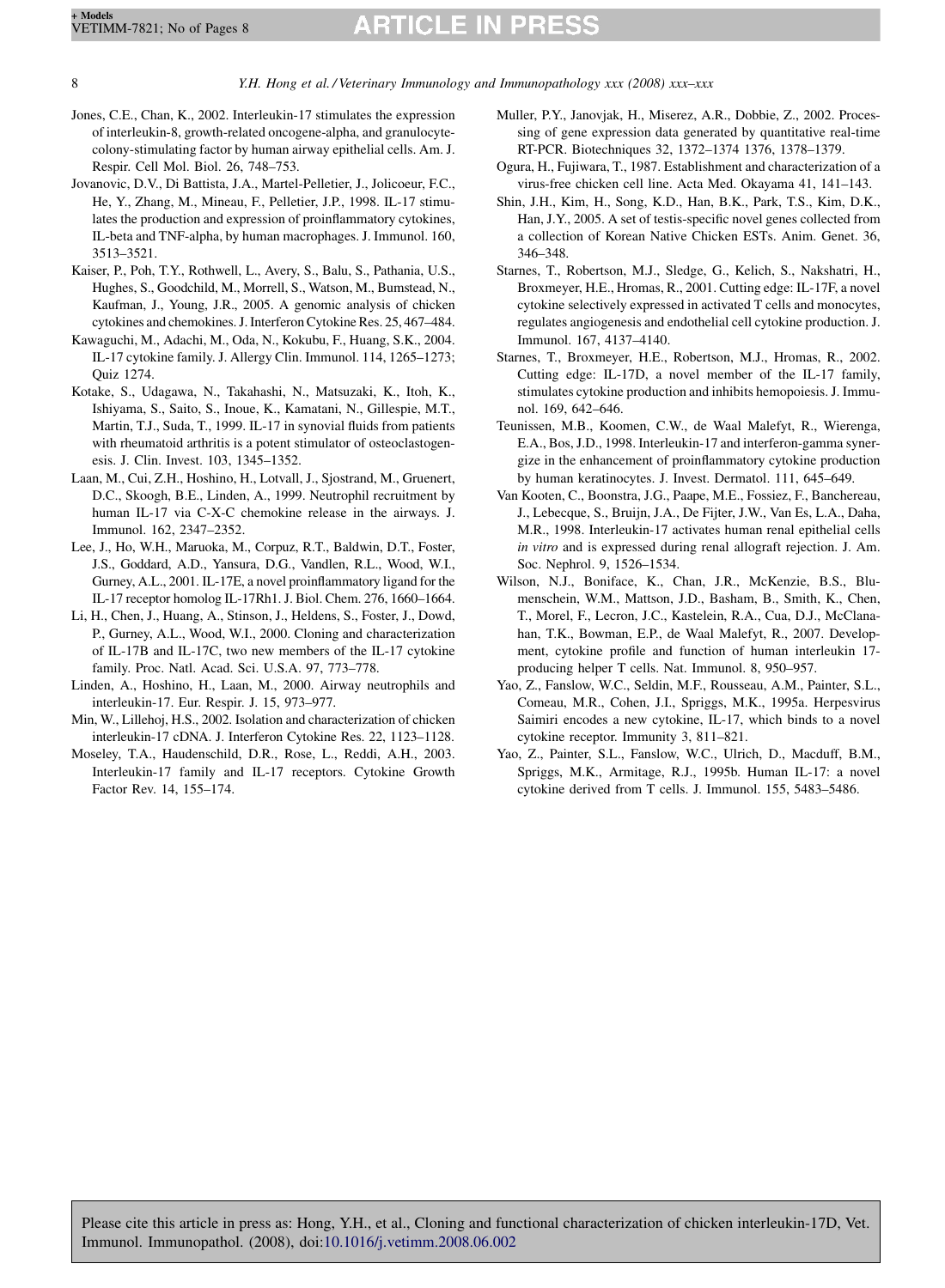Jones, C.E., Chan, K., 2002. Interleukin-17 stimulates the expression of interleukin-8, growth-related oncogene-alpha, and granulocyte-colony-stimulating factor by human airway epithelial cells. Am. J. Respir. Cell Mol. Biol. 26, 748–753.

Jovanovic, D.V., Di Battista, J.A., Martel-Pelletier, J., Jolicoeur, F.C., He, Y., Zhang, M., Mineau, F., Pelletier, J.P., 1998. IL-17 stimulates the production and expression of proinflammatory cytokines, IL-beta and TNF-alpha, by human macrophages. J. Immunol. 160, 3513–3521.

Kaiser, P., Poh, T.Y., Rothwell, L., Avery, S., Balu, S., Pathania, U.S., Hughes, S., Goodchild, M., Morrell, S., Watson, M., Bumstead, N., Kaufman, J., Young, J.R., 2005. A genomic analysis of chicken cytokines and chemokines. J. Interferon Cytokine Res. 25, 467–484.

Kawaguchi, M., Adachi, M., Oda, N., Kokubu, F., Huang, S.K., 2004. IL-17 cytokine family. J. Allergy Clin. Immunol. 114, 1265–1273; Quiz 1274.

Kotake, S., Udagawa, N., Takahashi, N., Matsuzaki, K., Itoh, K., Ishiyama, S., Saito, S., Inoue, K., Kamatani, N., Gillespie, M.T., Martin, T.J., Suda, T., 1999. IL-17 in synovial fluids from patients with rheumatoid arthritis is a potent stimulator of osteoclastogenesis. J. Clin. Invest. 103, 1345–1352.

Laan, M., Cui, Z.H., Hoshino, H., Lotvall, J., Sjostrand, M., Gruenert, D.C., Skoogh, B.E., Linden, A., 1999. Neutrophil recruitment by human IL-17 via C-X-C chemokine release in the airways. J. Immunol. 162, 2347–2352.

Lee, J., Ho, W.H., Maruoka, M., Corpuz, R.T., Baldwin, D.T., Foster, J.S., Goddard, A.D., Yansura, D.G., Vandlen, R.L., Wood, W.I., Gurney, A.L., 2001. IL-17E, a novel proinflammatory ligand for the IL-17 receptor homolog IL-17Rh1. J. Biol. Chem. 276, 1660–1664.

Li, H., Chen, J., Huang, A., Stinson, J., Heldens, S., Foster, J., Dowd, P., Gurney, A.L., Wood, W.I., 2000. Cloning and characterization of IL-17B and IL-17C, two new members of the IL-17 cytokine family. Proc. Natl. Acad. Sci. U.S.A. 97, 773–778.

Linden, A., Hoshino, H., Laan, M., 2000. Airway neutrophils and interleukin-17. Eur. Respir. J. 15, 973–977.

Min, W., Lillehoj, H.S., 2002. Isolation and characterization of chicken interleukin-17 cDNA. J. Interferon Cytokine Res. 22, 1123–1128.

Moseley, T.A., Haudenschild, D.R., Rose, L., Reddi, A.H., 2003. Interleukin-17 family and IL-17 receptors. Cytokine Growth Factor Rev. 14, 155–174.

Muller, P.Y., Janovjak, H., Miserez, A.R., Dobbie, Z., 2002. Processing of gene expression data generated by quantitative real-time RT-PCR. Biotechniques 32, 1372–1374 1376, 1378–1379.

Ogura, H., Fujiwara, T., 1987. Establishment and characterization of a virus-free chicken cell line. Acta Med. Okayama 41, 141–143.

Shin, J.H., Kim, H., Song, K.D., Han, B.K., Park, T.S., Kim, D.K., Han, J.Y., 2005. A set of testis-specific novel genes collected from a collection of Korean Native Chicken ESTs. Anim. Genet. 36, 346–348.

Starnes, T., Robertson, M.J., Sledge, G., Kelich, S., Nakshatri, H., Broxmeyer, H.E., Hromas, R., 2001. Cutting edge: IL-17F, a novel cytokine selectively expressed in activated T cells and monocytes, regulates angiogenesis and endothelial cell cytokine production. J. Immunol. 167, 4137–4140.

Starnes, T., Broxmeyer, H.E., Robertson, M.J., Hromas, R., 2002. Cutting edge: IL-17D, a novel member of the IL-17 family, stimulates cytokine production and inhibits hemopoiesis. J. Immunol. 169, 642–646.

Teunissen, M.B., Koomen, C.W., de Waal Malefyt, R., Wierenga, E.A., Bos, J.D., 1998. Interleukin-17 and interferon-gamma synergize in the enhancement of proinflammatory cytokine production by human keratinocytes. J. Invest. Dermatol. 111, 645–649.

Van Kooten, C., Boonstra, J.G., Paape, M.E., Fossiez, F., Banchereau, J., Lebecque, S., Bruijn, J.A., De Fijter, J.W., Van Es, L.A., Daha, M.R., 1998. Interleukin-17 activates human renal epithelial cells *in vitro* and is expressed during renal allograft rejection. J. Am. Soc. Nephrol. 9, 1526–1534.

Wilson, N.J., Boniface, K., Chan, J.R., McKenzie, B.S., Blumenschein, W.M., Mattson, J.D., Basham, B., Smith, K., Chen, T., Morel, F., Lecron, J.C., Kastelein, R.A., Cua, D.J., McClanahan, T.K., Bowman, E.P., de Waal Malefyt, R., 2007. Development, cytokine profile and function of human interleukin 17-producing helper T cells. Nat. Immunol. 8, 950–957.

Yao, Z., Fanslow, W.C., Seldin, M.F., Rousseau, A.M., Painter, S.L., Comeau, M.R., Cohen, J.I., Spriggs, M.K., 1995a. Herpesvirus Saimiri encodes a new cytokine, IL-17, which binds to a novel cytokine receptor. Immunity 3, 811–821.

Yao, Z., Painter, S.L., Fanslow, W.C., Ulrich, D., Macduff, B.M., Spriggs, M.K., Armitage, R.J., 1995b. Human IL-17: a novel cytokine derived from T cells. J. Immunol. 155, 5483–5486.

Please cite this article in press as: Hong, Y.H., et al., Cloning and functional characterization of chicken interleukin-17D, Vet. Immunol. Immunopathol. (2008), doi:10.1016/j.vetimm.2008.06.002